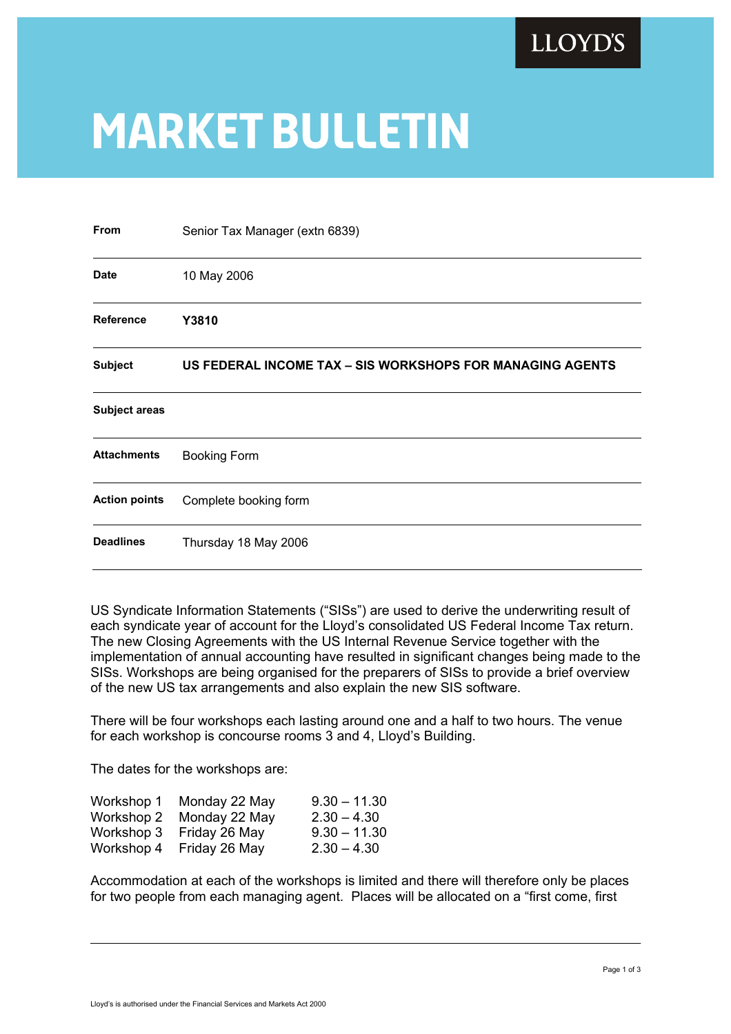LLOYD'S

# MARKET BULLETIN

| | |
|---|---|
| **From** | Senior Tax Manager (extn 6839) |
| **Date** | 10 May 2006 |
| **Reference** | **Y3810** |
| **Subject** | **US FEDERAL INCOME TAX – SIS WORKSHOPS FOR MANAGING AGENTS** |
| **Subject areas** | |
| **Attachments** | Booking Form |
| **Action points** | Complete booking form |
| **Deadlines** | Thursday 18 May 2006 |

US Syndicate Information Statements ("SISs") are used to derive the underwriting result of each syndicate year of account for the Lloyd's consolidated US Federal Income Tax return. The new Closing Agreements with the US Internal Revenue Service together with the implementation of annual accounting have resulted in significant changes being made to the SISs. Workshops are being organised for the preparers of SISs to provide a brief overview of the new US tax arrangements and also explain the new SIS software.

There will be four workshops each lasting around one and a half to two hours. The venue for each workshop is concourse rooms 3 and 4, Lloyd's Building.

The dates for the workshops are:

| | | |
|---|---|---|
| Workshop 1 | Monday 22 May | 9.30 – 11.30 |
| Workshop 2 | Monday 22 May | 2.30 – 4.30 |
| Workshop 3 | Friday 26 May | 9.30 – 11.30 |
| Workshop 4 | Friday 26 May | 2.30 – 4.30 |

Accommodation at each of the workshops is limited and there will therefore only be places for two people from each managing agent. Places will be allocated on a "first come, first

Lloyd's is authorised under the Financial Services and Markets Act 2000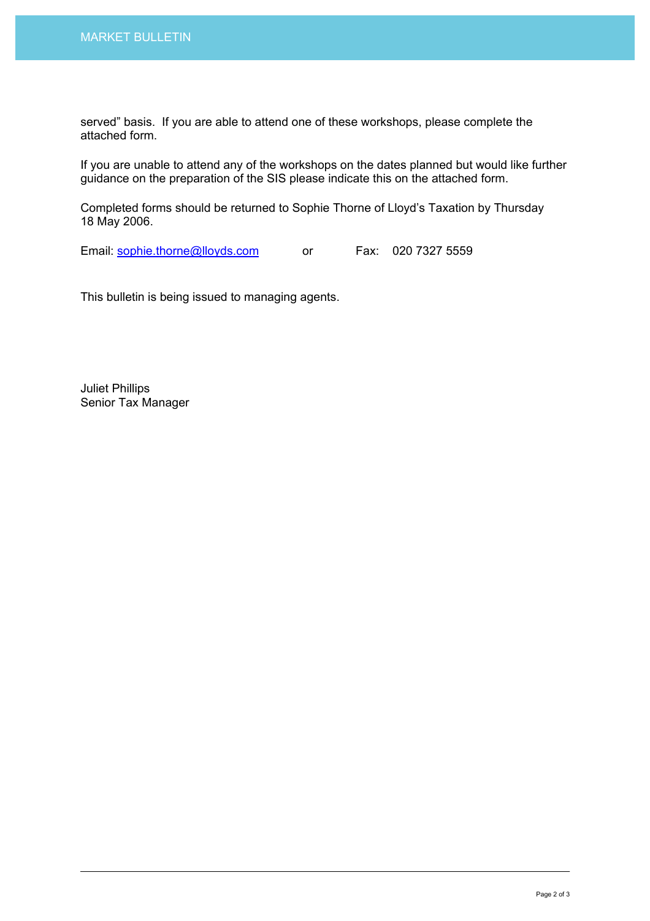served" basis. If you are able to attend one of these workshops, please complete the attached form.

If you are unable to attend any of the workshops on the dates planned but would like further guidance on the preparation of the SIS please indicate this on the attached form.

Completed forms should be returned to Sophie Thorne of Lloyd's Taxation by Thursday 18 May 2006.

Email: sophie.thorne@lloyds.com or Fax: 020 7327 5559

This bulletin is being issued to managing agents.

Juliet Phillips
Senior Tax Manager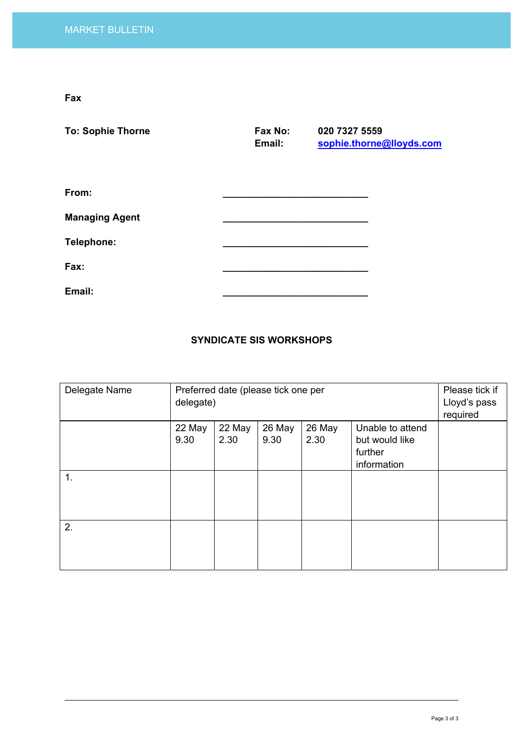**Fax**

**To: Sophie Thorne** **Fax No:** **020 7327 5559**
**Email:** **sophie.thorne@lloyds.com**

**From:** ____________________________

**Managing Agent** ____________________________

**Telephone:** ____________________________

**Fax:** ____________________________

**Email:** ____________________________

**SYNDICATE SIS WORKSHOPS**

| Delegate Name | Preferred date (please tick one per delegate) | | | | | Please tick if Lloyd's pass required |
|---|---|---|---|---|---|---|
| | 22 May 9.30 | 22 May 2.30 | 26 May 9.30 | 26 May 2.30 | Unable to attend but would like further information | |
| 1. | | | | | | |
| 2. | | | | | | |